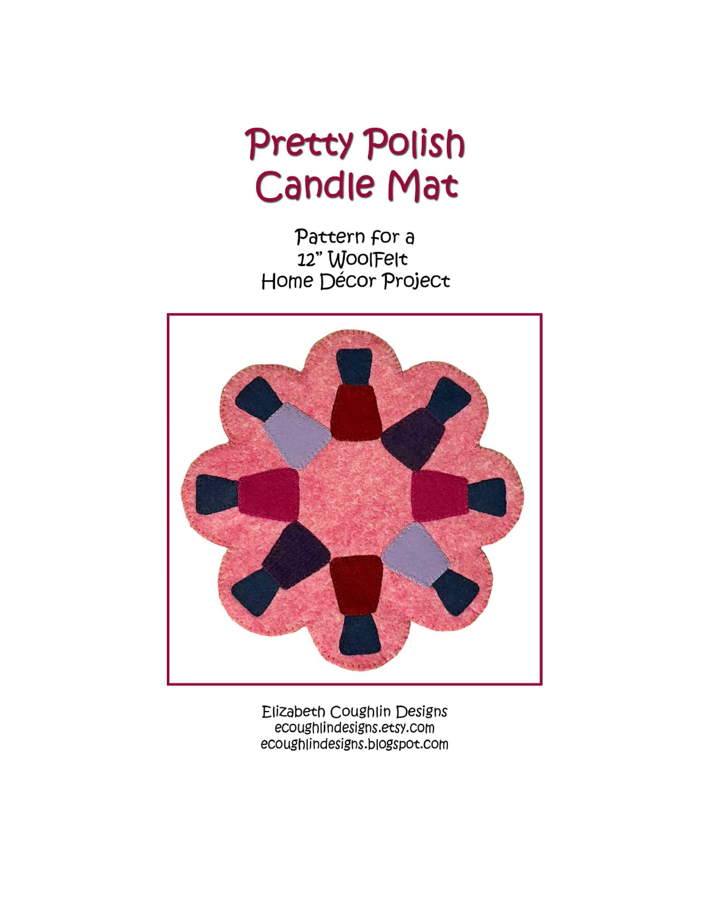# Pretty Polish Candle Mat

Pattern for a
12" WoolFelt
Home Décor Project

Elizabeth Coughlin Designs
ecoughlindesigns.etsy.com
ecoughlindesigns.blogspot.com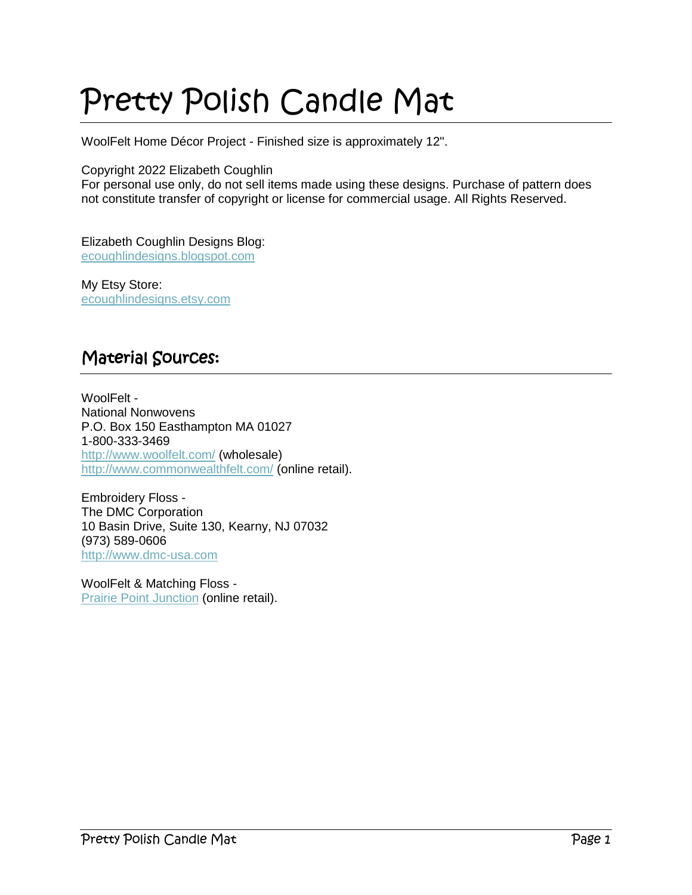# Pretty Polish Candle Mat

WoolFelt Home Décor Project - Finished size is approximately 12".

Copyright 2022 Elizabeth Coughlin
For personal use only, do not sell items made using these designs. Purchase of pattern does not constitute transfer of copyright or license for commercial usage. All Rights Reserved.

Elizabeth Coughlin Designs Blog:
ecoughlindesigns.blogspot.com

My Etsy Store:
ecoughlindesigns.etsy.com

## Material Sources:

WoolFelt -
National Nonwovens
P.O. Box 150 Easthampton MA 01027
1-800-333-3469
http://www.woolfelt.com/ (wholesale)
http://www.commonwealthfelt.com/ (online retail).

Embroidery Floss -
The DMC Corporation
10 Basin Drive, Suite 130, Kearny, NJ 07032
(973) 589-0606
http://www.dmc-usa.com

WoolFelt & Matching Floss -
Prairie Point Junction (online retail).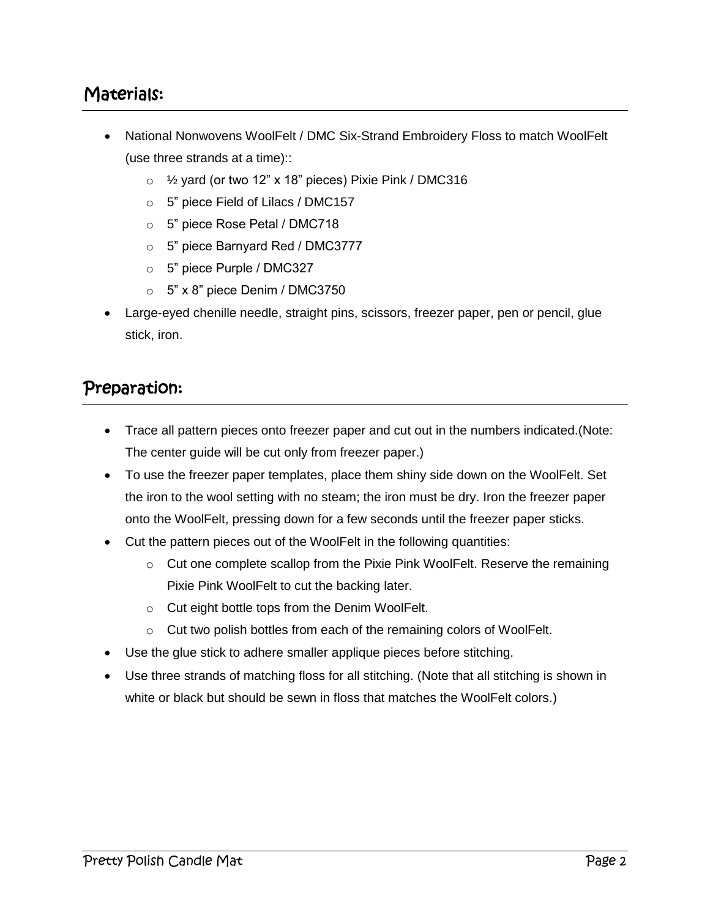## Materials:

- National Nonwovens WoolFelt / DMC Six-Strand Embroidery Floss to match WoolFelt (use three strands at a time)::
  - ½ yard (or two 12" x 18" pieces) Pixie Pink / DMC316
  - 5" piece Field of Lilacs / DMC157
  - 5" piece Rose Petal / DMC718
  - 5" piece Barnyard Red / DMC3777
  - 5" piece Purple / DMC327
  - 5" x 8" piece Denim / DMC3750
- Large-eyed chenille needle, straight pins, scissors, freezer paper, pen or pencil, glue stick, iron.

## Preparation:

- Trace all pattern pieces onto freezer paper and cut out in the numbers indicated.(Note: The center guide will be cut only from freezer paper.)
- To use the freezer paper templates, place them shiny side down on the WoolFelt. Set the iron to the wool setting with no steam; the iron must be dry. Iron the freezer paper onto the WoolFelt, pressing down for a few seconds until the freezer paper sticks.
- Cut the pattern pieces out of the WoolFelt in the following quantities:
  - Cut one complete scallop from the Pixie Pink WoolFelt. Reserve the remaining Pixie Pink WoolFelt to cut the backing later.
  - Cut eight bottle tops from the Denim WoolFelt.
  - Cut two polish bottles from each of the remaining colors of WoolFelt.
- Use the glue stick to adhere smaller applique pieces before stitching.
- Use three strands of matching floss for all stitching. (Note that all stitching is shown in white or black but should be sewn in floss that matches the WoolFelt colors.)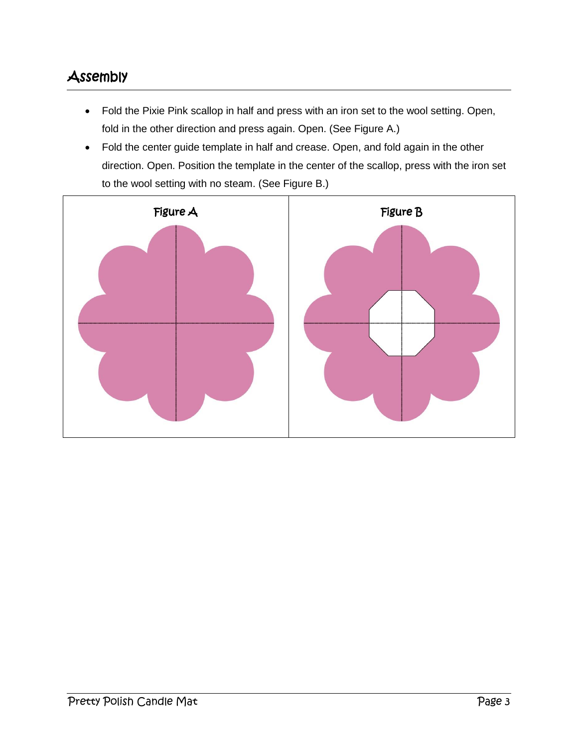## Assembly

- Fold the Pixie Pink scallop in half and press with an iron set to the wool setting. Open, fold in the other direction and press again. Open. (See Figure A.)
- Fold the center guide template in half and crease. Open, and fold again in the other direction. Open. Position the template in the center of the scallop, press with the iron set to the wool setting with no steam. (See Figure B.)

Figure A

Figure B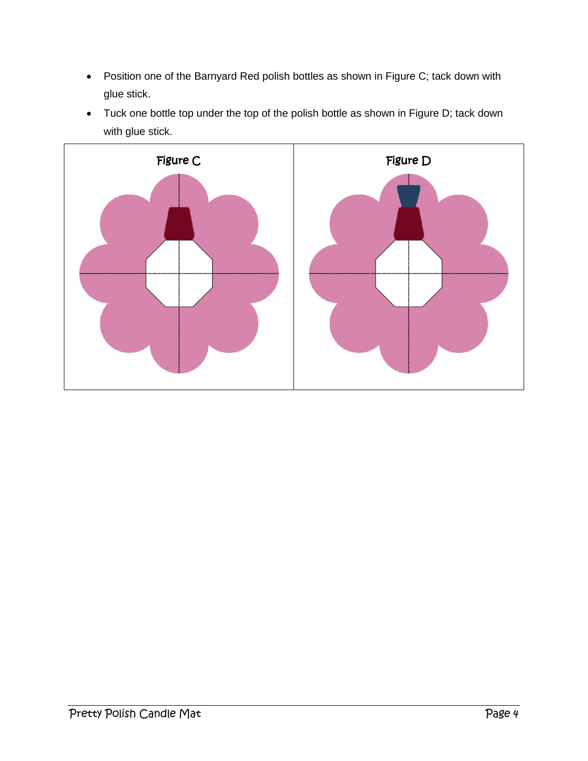- Position one of the Barnyard Red polish bottles as shown in Figure C; tack down with glue stick.
- Tuck one bottle top under the top of the polish bottle as shown in Figure D; tack down with glue stick.

| Figure C | Figure D |
| --- | --- |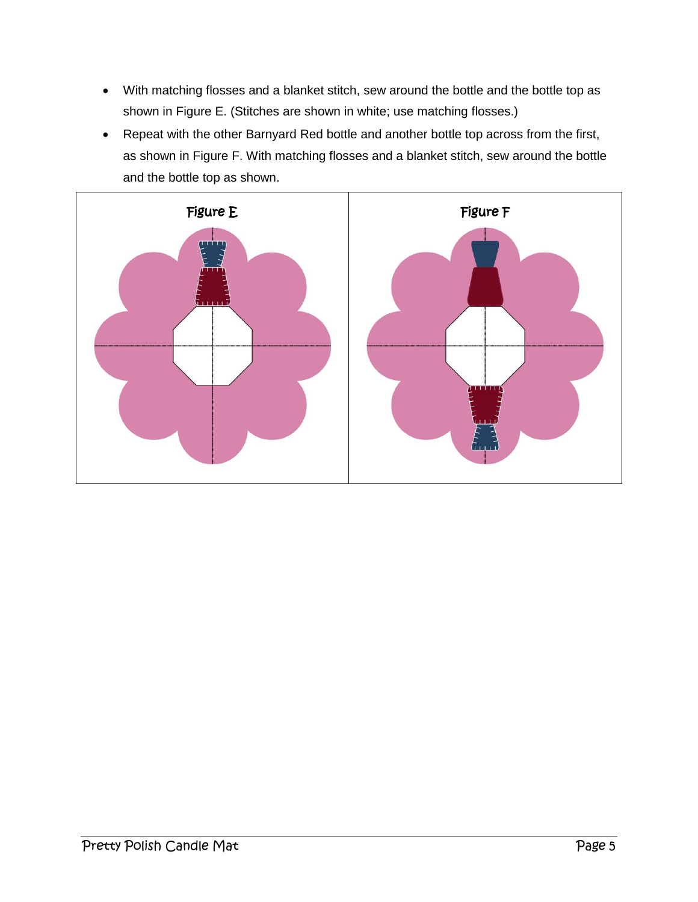- With matching flosses and a blanket stitch, sew around the bottle and the bottle top as shown in Figure E. (Stitches are shown in white; use matching flosses.)
- Repeat with the other Barnyard Red bottle and another bottle top across from the first, as shown in Figure F. With matching flosses and a blanket stitch, sew around the bottle and the bottle top as shown.

Figure E

Figure F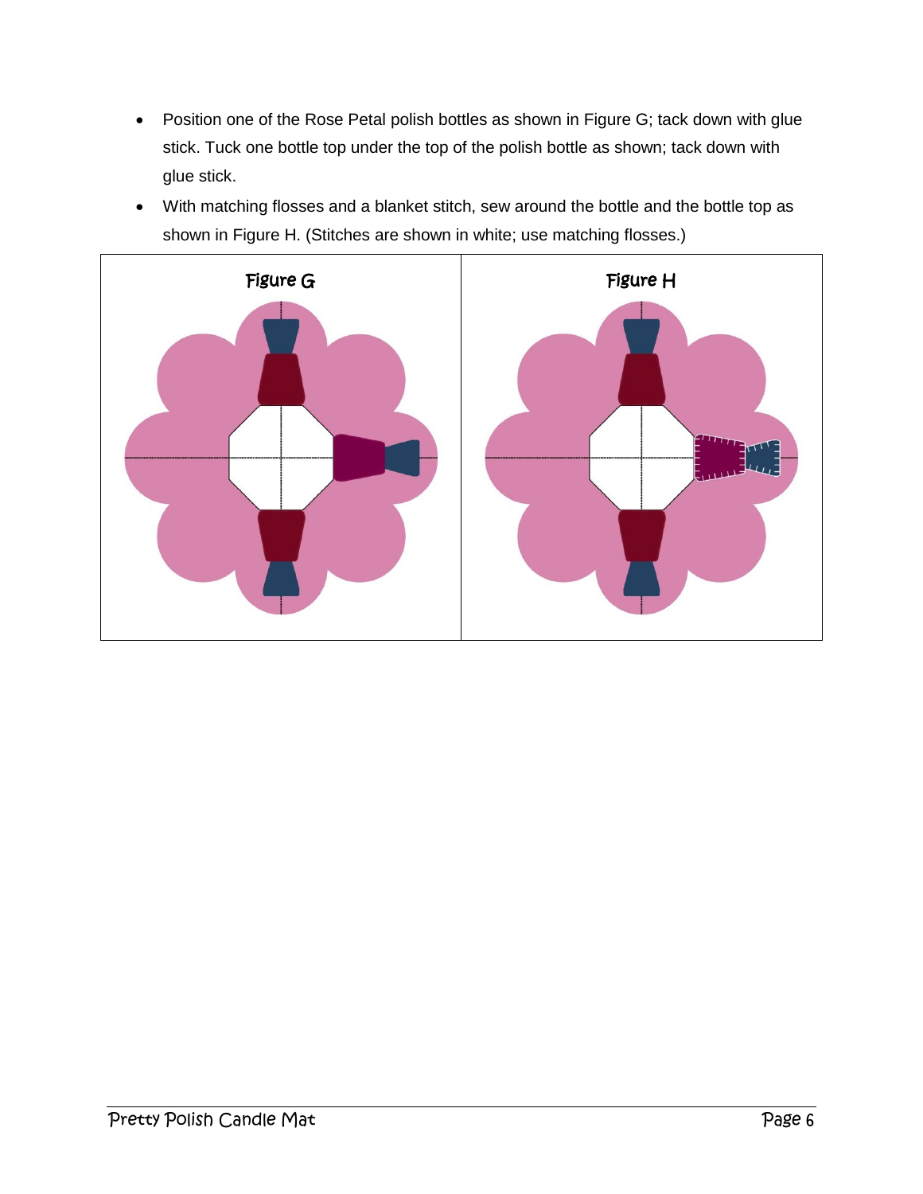- Position one of the Rose Petal polish bottles as shown in Figure G; tack down with glue stick. Tuck one bottle top under the top of the polish bottle as shown; tack down with glue stick.
- With matching flosses and a blanket stitch, sew around the bottle and the bottle top as shown in Figure H. (Stitches are shown in white; use matching flosses.)

Figure G

Figure H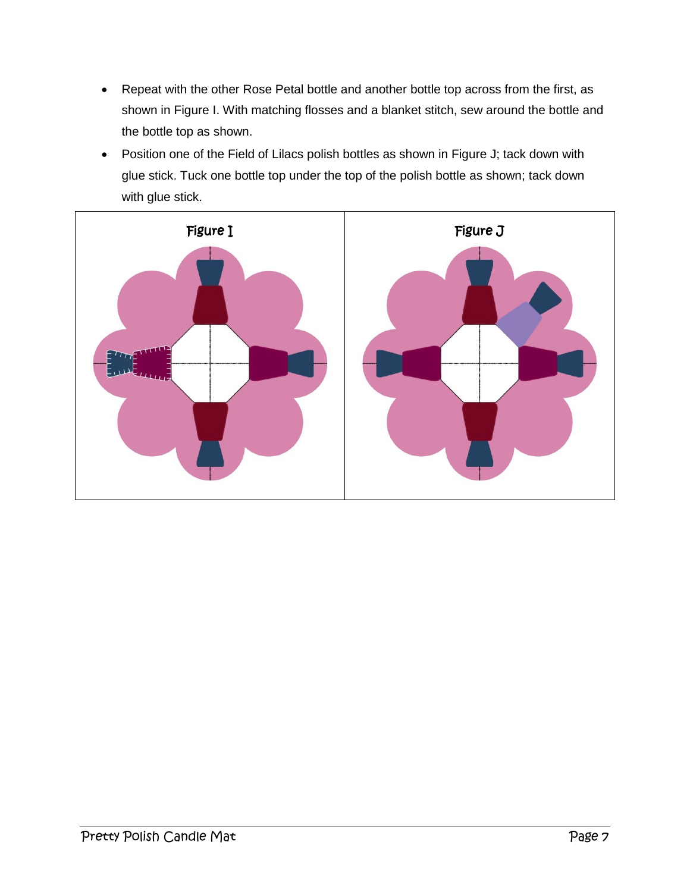- Repeat with the other Rose Petal bottle and another bottle top across from the first, as shown in Figure I. With matching flosses and a blanket stitch, sew around the bottle and the bottle top as shown.
- Position one of the Field of Lilacs polish bottles as shown in Figure J; tack down with glue stick. Tuck one bottle top under the top of the polish bottle as shown; tack down with glue stick.

Figure I

Figure J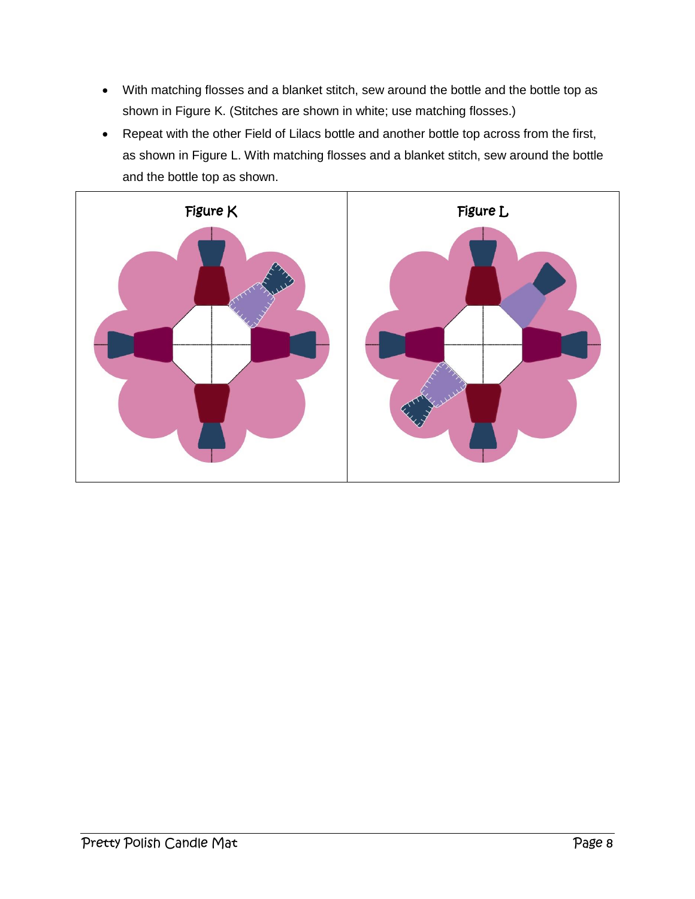- With matching flosses and a blanket stitch, sew around the bottle and the bottle top as shown in Figure K. (Stitches are shown in white; use matching flosses.)
- Repeat with the other Field of Lilacs bottle and another bottle top across from the first, as shown in Figure L. With matching flosses and a blanket stitch, sew around the bottle and the bottle top as shown.

Figure K

Figure L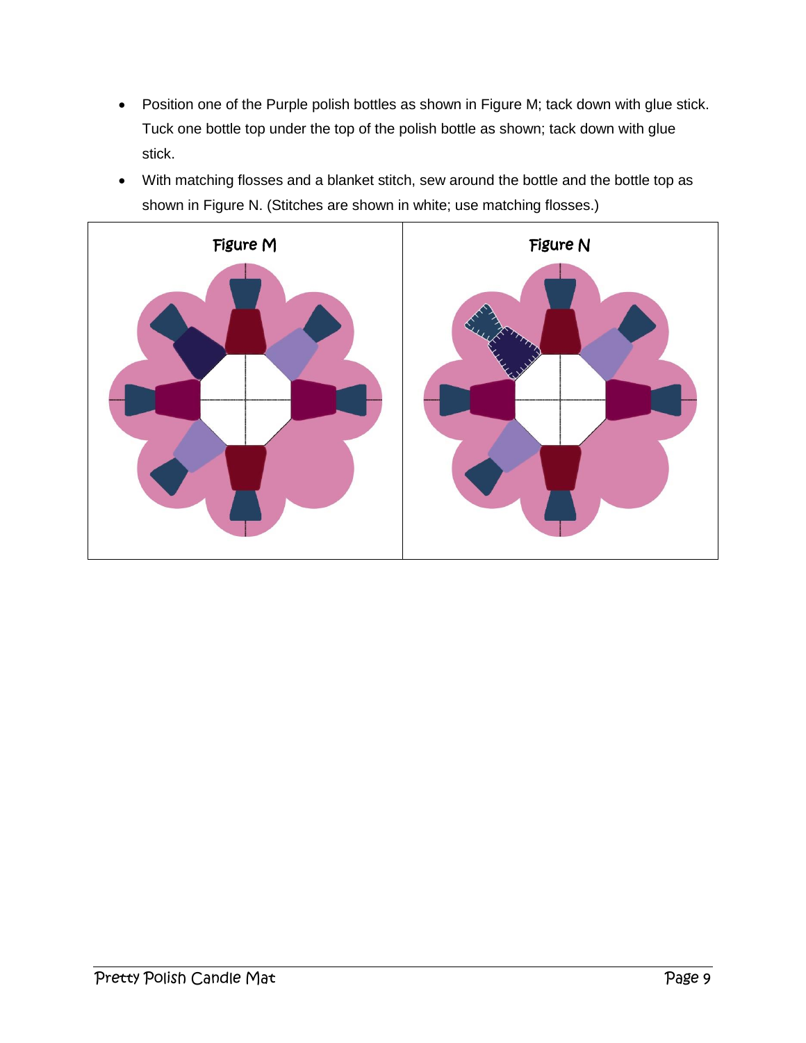- Position one of the Purple polish bottles as shown in Figure M; tack down with glue stick. Tuck one bottle top under the top of the polish bottle as shown; tack down with glue stick.
- With matching flosses and a blanket stitch, sew around the bottle and the bottle top as shown in Figure N. (Stitches are shown in white; use matching flosses.)

| Figure M | Figure N |
| --- | --- |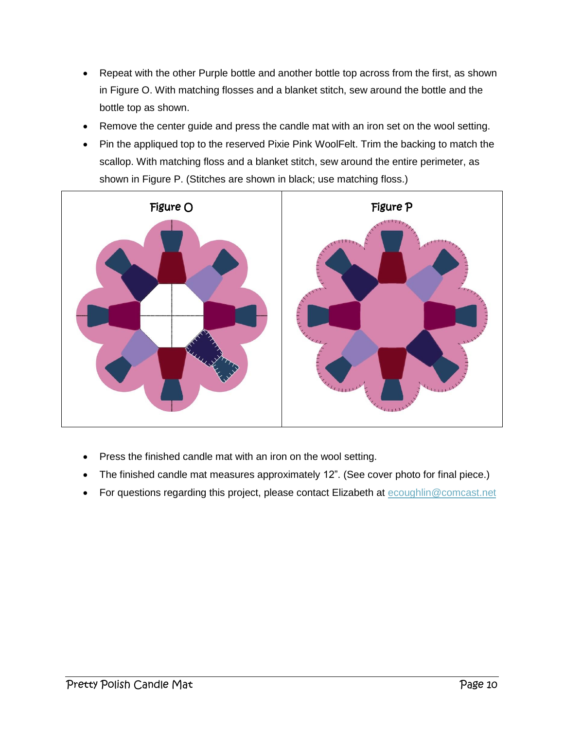- Repeat with the other Purple bottle and another bottle top across from the first, as shown in Figure O. With matching flosses and a blanket stitch, sew around the bottle and the bottle top as shown.
- Remove the center guide and press the candle mat with an iron set on the wool setting.
- Pin the appliqued top to the reserved Pixie Pink WoolFelt. Trim the backing to match the scallop. With matching floss and a blanket stitch, sew around the entire perimeter, as shown in Figure P. (Stitches are shown in black; use matching floss.)

Figure O

Figure P

- Press the finished candle mat with an iron on the wool setting.
- The finished candle mat measures approximately 12". (See cover photo for final piece.)
- For questions regarding this project, please contact Elizabeth at ecoughlin@comcast.net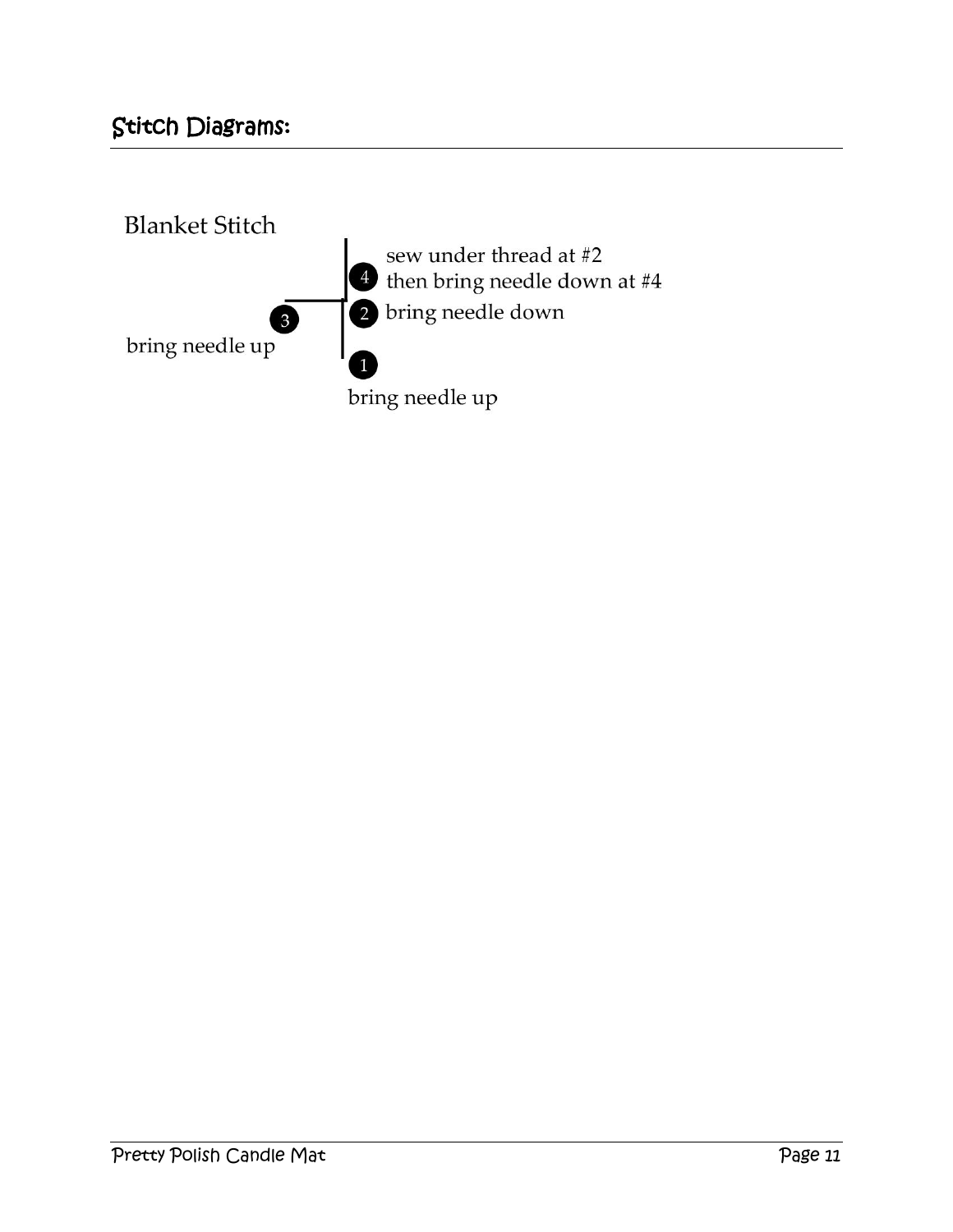## Stitch Diagrams:

Blanket Stitch

4 sew under thread at #2
then bring needle down at #4

2 bring needle down

3 bring needle up

1 bring needle up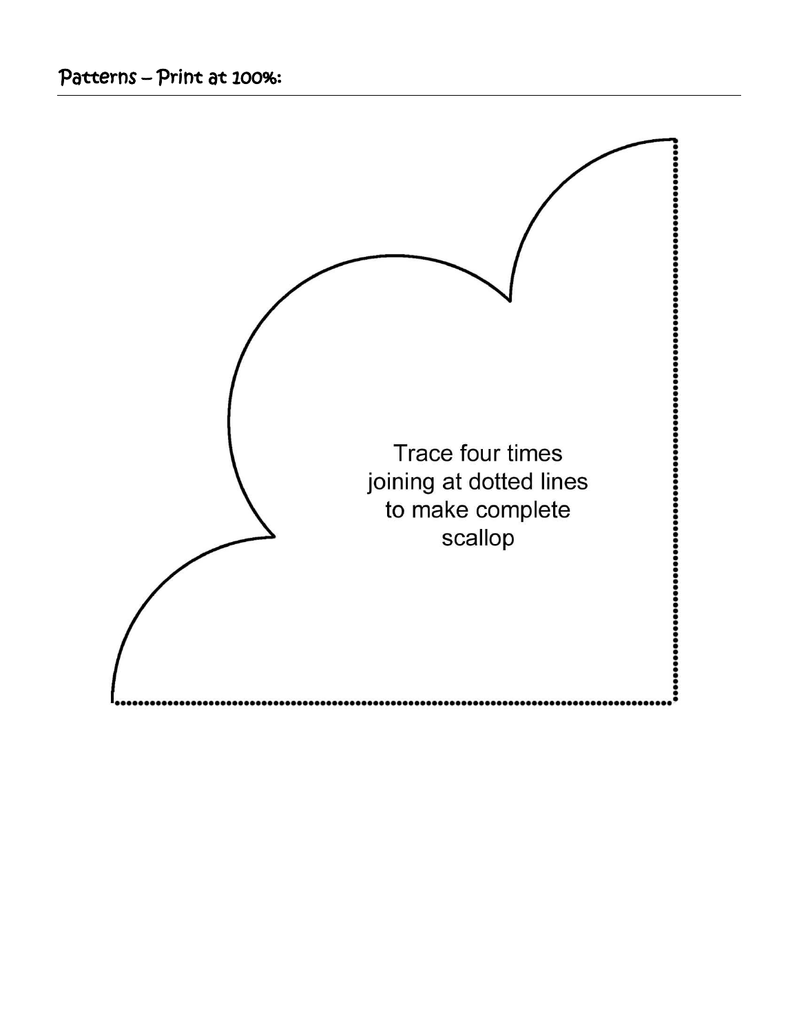## Patterns – Print at 100%:

Trace four times joining at dotted lines to make complete scallop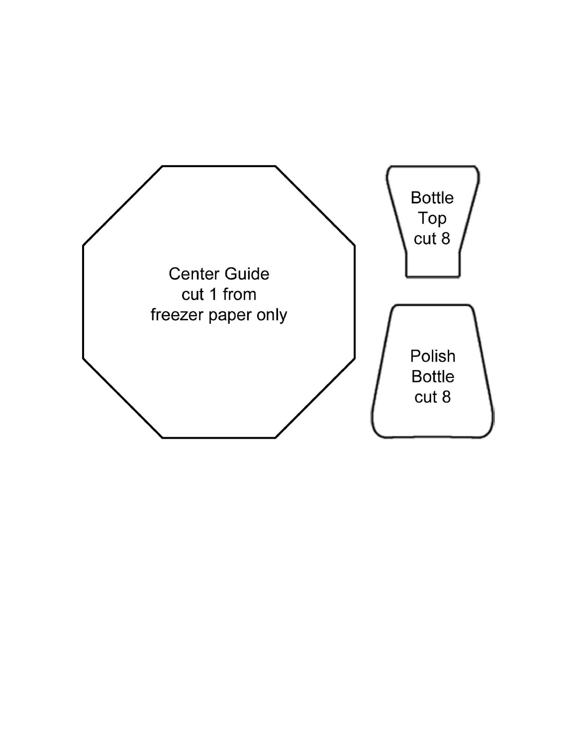Center Guide
cut 1 from
freezer paper only

Bottle
Top
cut 8

Polish
Bottle
cut 8